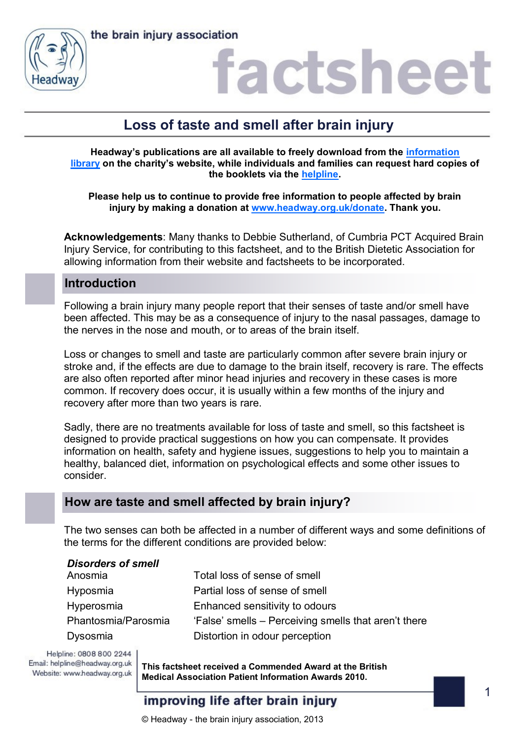# Loss of taste and smell after brain injury

**Headway's publications are all available to freely download from the information library on the charity's website, while individuals and families can request hard copies of the booklets via the helpline.**

**Please help us to continue to provide free information to people affected by brain injury by making a donation at www.headway.org.uk/donate. Thank you.**

**Acknowledgements**: Many thanks to Debbie Sutherland, of Cumbria PCT Acquired Brain Injury Service, for contributing to this factsheet, and to the British Dietetic Association for allowing information from their website and factsheets to be incorporated.

## Introduction

Following a brain injury many people report that their senses of taste and/or smell have been affected. This may be as a consequence of injury to the nasal passages, damage to the nerves in the nose and mouth, or to areas of the brain itself.

Loss or changes to smell and taste are particularly common after severe brain injury or stroke and, if the effects are due to damage to the brain itself, recovery is rare. The effects are also often reported after minor head injuries and recovery in these cases is more common. If recovery does occur, it is usually within a few months of the injury and recovery after more than two years is rare.

Sadly, there are no treatments available for loss of taste and smell, so this factsheet is designed to provide practical suggestions on how you can compensate. It provides information on health, safety and hygiene issues, suggestions to help you to maintain a healthy, balanced diet, information on psychological effects and some other issues to consider.

## How are taste and smell affected by brain injury?

The two senses can both be affected in a number of different ways and some definitions of the terms for the different conditions are provided below:

***Disorders of smell***

| | |
|---|---|
| Anosmia | Total loss of sense of smell |
| Hyposmia | Partial loss of sense of smell |
| Hyperosmia | Enhanced sensitivity to odours |
| Phantosmia/Parosmia | 'False' smells – Perceiving smells that aren't there |
| Dysosmia | Distortion in odour perception |

Helpline: 0808 800 2244
Email: helpline@headway.org.uk
Website: www.headway.org.uk

**This factsheet received a Commended Award at the British Medical Association Patient Information Awards 2010.**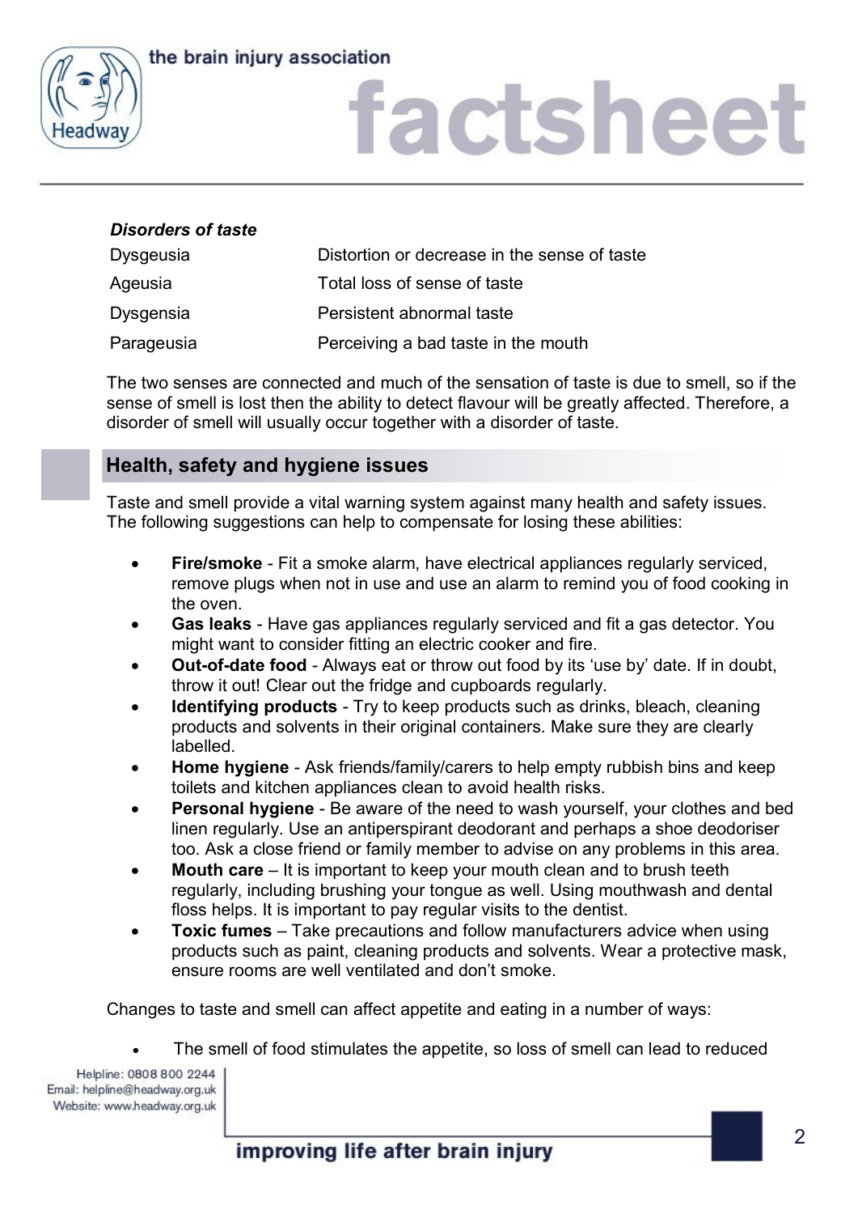***Disorders of taste***

| | |
|---|---|
| Dysgeusia | Distortion or decrease in the sense of taste |
| Ageusia | Total loss of sense of taste |
| Dysgensia | Persistent abnormal taste |
| Parageusia | Perceiving a bad taste in the mouth |

The two senses are connected and much of the sensation of taste is due to smell, so if the sense of smell is lost then the ability to detect flavour will be greatly affected. Therefore, a disorder of smell will usually occur together with a disorder of taste.

## Health, safety and hygiene issues

Taste and smell provide a vital warning system against many health and safety issues. The following suggestions can help to compensate for losing these abilities:

- **Fire/smoke** - Fit a smoke alarm, have electrical appliances regularly serviced, remove plugs when not in use and use an alarm to remind you of food cooking in the oven.
- **Gas leaks** - Have gas appliances regularly serviced and fit a gas detector. You might want to consider fitting an electric cooker and fire.
- **Out-of-date food** - Always eat or throw out food by its 'use by' date. If in doubt, throw it out! Clear out the fridge and cupboards regularly.
- **Identifying products** - Try to keep products such as drinks, bleach, cleaning products and solvents in their original containers. Make sure they are clearly labelled.
- **Home hygiene** - Ask friends/family/carers to help empty rubbish bins and keep toilets and kitchen appliances clean to avoid health risks.
- **Personal hygiene** - Be aware of the need to wash yourself, your clothes and bed linen regularly. Use an antiperspirant deodorant and perhaps a shoe deodoriser too. Ask a close friend or family member to advise on any problems in this area.
- **Mouth care** – It is important to keep your mouth clean and to brush teeth regularly, including brushing your tongue as well. Using mouthwash and dental floss helps. It is important to pay regular visits to the dentist.
- **Toxic fumes** – Take precautions and follow manufacturers advice when using products such as paint, cleaning products and solvents. Wear a protective mask, ensure rooms are well ventilated and don't smoke.

Changes to taste and smell can affect appetite and eating in a number of ways:

- The smell of food stimulates the appetite, so loss of smell can lead to reduced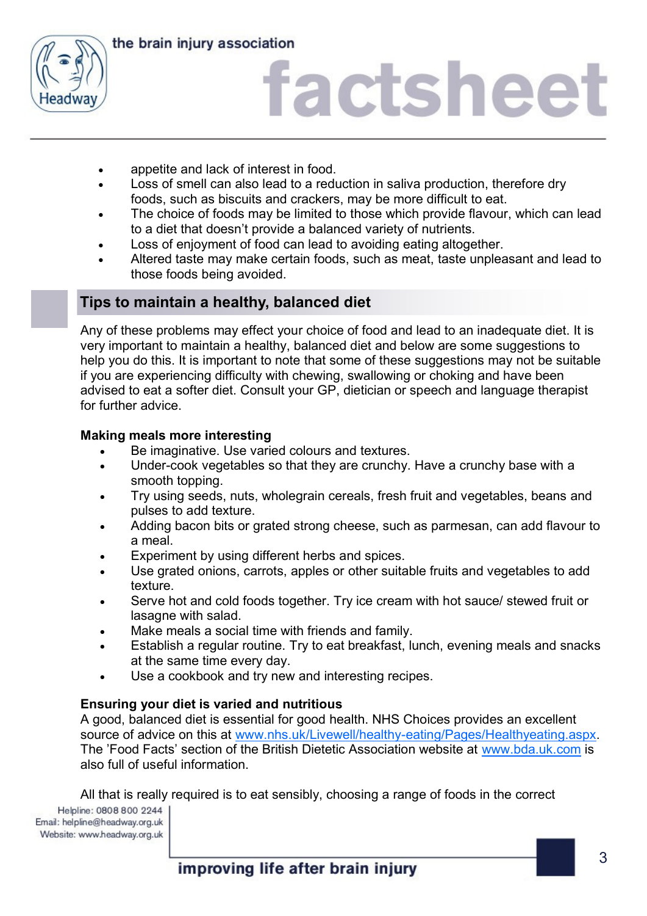- appetite and lack of interest in food.
- Loss of smell can also lead to a reduction in saliva production, therefore dry foods, such as biscuits and crackers, may be more difficult to eat.
- The choice of foods may be limited to those which provide flavour, which can lead to a diet that doesn't provide a balanced variety of nutrients.
- Loss of enjoyment of food can lead to avoiding eating altogether.
- Altered taste may make certain foods, such as meat, taste unpleasant and lead to those foods being avoided.

## Tips to maintain a healthy, balanced diet

Any of these problems may effect your choice of food and lead to an inadequate diet. It is very important to maintain a healthy, balanced diet and below are some suggestions to help you do this. It is important to note that some of these suggestions may not be suitable if you are experiencing difficulty with chewing, swallowing or choking and have been advised to eat a softer diet. Consult your GP, dietician or speech and language therapist for further advice.

**Making meals more interesting**

- Be imaginative. Use varied colours and textures.
- Under-cook vegetables so that they are crunchy. Have a crunchy base with a smooth topping.
- Try using seeds, nuts, wholegrain cereals, fresh fruit and vegetables, beans and pulses to add texture.
- Adding bacon bits or grated strong cheese, such as parmesan, can add flavour to a meal.
- Experiment by using different herbs and spices.
- Use grated onions, carrots, apples or other suitable fruits and vegetables to add texture.
- Serve hot and cold foods together. Try ice cream with hot sauce/ stewed fruit or lasagne with salad.
- Make meals a social time with friends and family.
- Establish a regular routine. Try to eat breakfast, lunch, evening meals and snacks at the same time every day.
- Use a cookbook and try new and interesting recipes.

**Ensuring your diet is varied and nutritious**

A good, balanced diet is essential for good health. NHS Choices provides an excellent source of advice on this at www.nhs.uk/Livewell/healthy-eating/Pages/Healthyeating.aspx. The 'Food Facts' section of the British Dietetic Association website at www.bda.uk.com is also full of useful information.

All that is really required is to eat sensibly, choosing a range of foods in the correct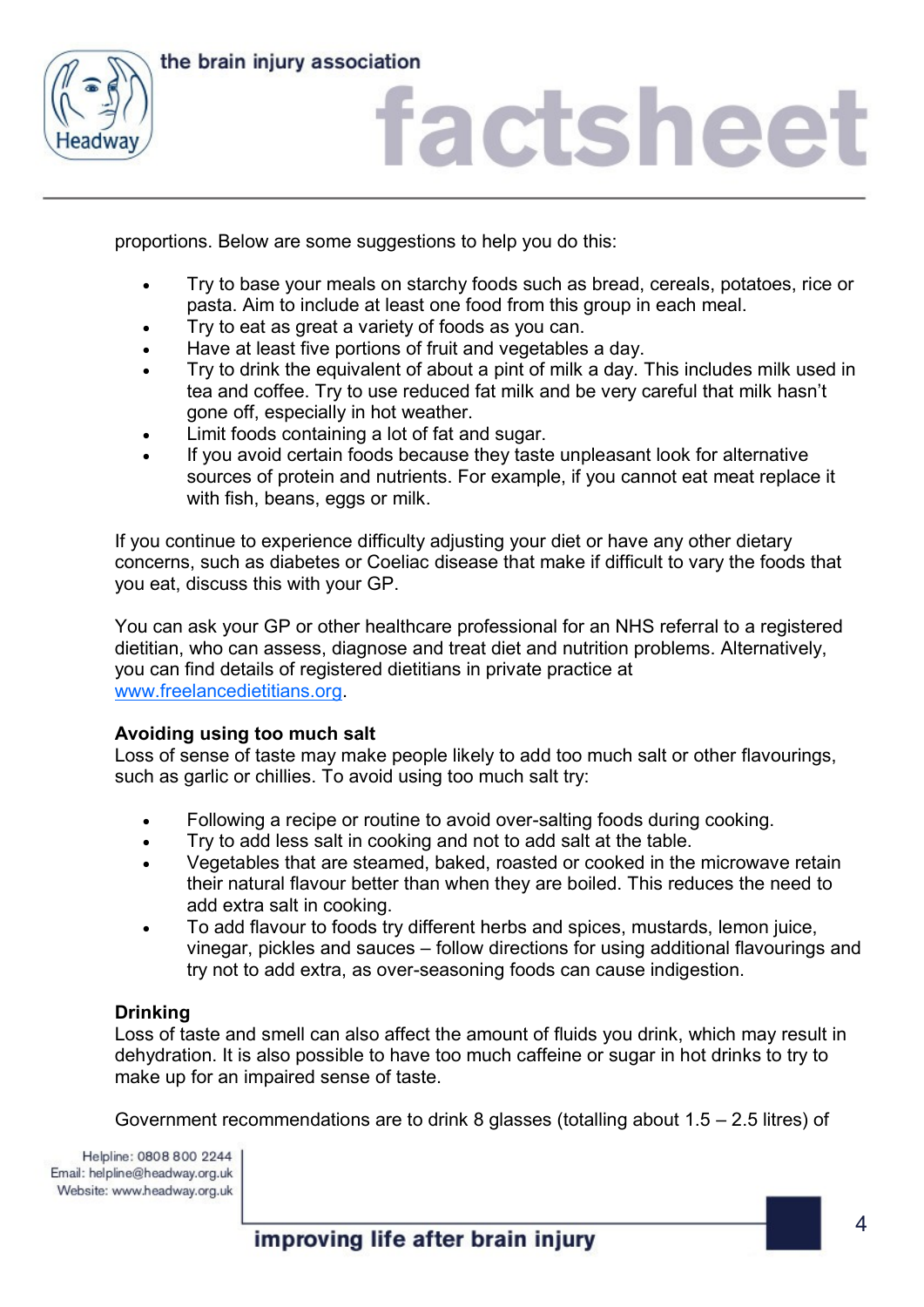proportions. Below are some suggestions to help you do this:

- Try to base your meals on starchy foods such as bread, cereals, potatoes, rice or pasta. Aim to include at least one food from this group in each meal.
- Try to eat as great a variety of foods as you can.
- Have at least five portions of fruit and vegetables a day.
- Try to drink the equivalent of about a pint of milk a day. This includes milk used in tea and coffee. Try to use reduced fat milk and be very careful that milk hasn't gone off, especially in hot weather.
- Limit foods containing a lot of fat and sugar.
- If you avoid certain foods because they taste unpleasant look for alternative sources of protein and nutrients. For example, if you cannot eat meat replace it with fish, beans, eggs or milk.

If you continue to experience difficulty adjusting your diet or have any other dietary concerns, such as diabetes or Coeliac disease that make if difficult to vary the foods that you eat, discuss this with your GP.

You can ask your GP or other healthcare professional for an NHS referral to a registered dietitian, who can assess, diagnose and treat diet and nutrition problems. Alternatively, you can find details of registered dietitians in private practice at www.freelancedietitians.org.

**Avoiding using too much salt**

Loss of sense of taste may make people likely to add too much salt or other flavourings, such as garlic or chillies. To avoid using too much salt try:

- Following a recipe or routine to avoid over-salting foods during cooking.
- Try to add less salt in cooking and not to add salt at the table.
- Vegetables that are steamed, baked, roasted or cooked in the microwave retain their natural flavour better than when they are boiled. This reduces the need to add extra salt in cooking.
- To add flavour to foods try different herbs and spices, mustards, lemon juice, vinegar, pickles and sauces – follow directions for using additional flavourings and try not to add extra, as over-seasoning foods can cause indigestion.

**Drinking**

Loss of taste and smell can also affect the amount of fluids you drink, which may result in dehydration. It is also possible to have too much caffeine or sugar in hot drinks to try to make up for an impaired sense of taste.

Government recommendations are to drink 8 glasses (totalling about 1.5 – 2.5 litres) of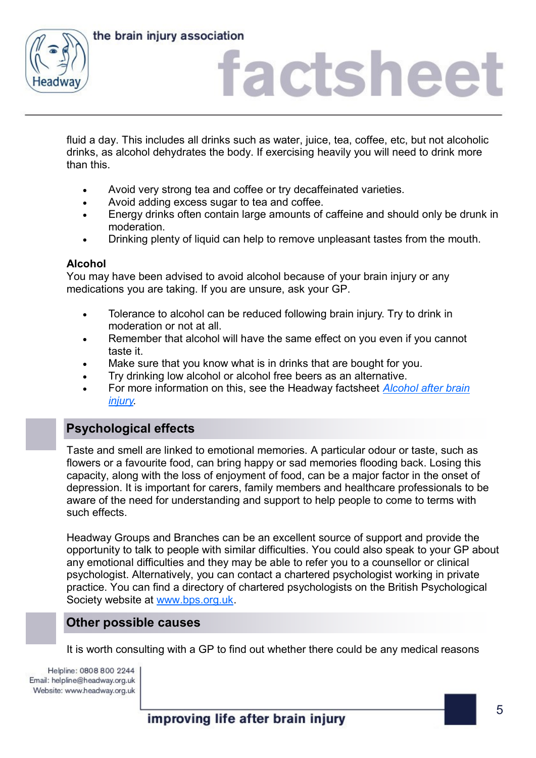fluid a day. This includes all drinks such as water, juice, tea, coffee, etc, but not alcoholic drinks, as alcohol dehydrates the body. If exercising heavily you will need to drink more than this.

- Avoid very strong tea and coffee or try decaffeinated varieties.
- Avoid adding excess sugar to tea and coffee.
- Energy drinks often contain large amounts of caffeine and should only be drunk in moderation.
- Drinking plenty of liquid can help to remove unpleasant tastes from the mouth.

**Alcohol**

You may have been advised to avoid alcohol because of your brain injury or any medications you are taking. If you are unsure, ask your GP.

- Tolerance to alcohol can be reduced following brain injury. Try to drink in moderation or not at all.
- Remember that alcohol will have the same effect on you even if you cannot taste it.
- Make sure that you know what is in drinks that are bought for you.
- Try drinking low alcohol or alcohol free beers as an alternative.
- For more information on this, see the Headway factsheet *Alcohol after brain injury*.

## Psychological effects

Taste and smell are linked to emotional memories. A particular odour or taste, such as flowers or a favourite food, can bring happy or sad memories flooding back. Losing this capacity, along with the loss of enjoyment of food, can be a major factor in the onset of depression. It is important for carers, family members and healthcare professionals to be aware of the need for understanding and support to help people to come to terms with such effects.

Headway Groups and Branches can be an excellent source of support and provide the opportunity to talk to people with similar difficulties. You could also speak to your GP about any emotional difficulties and they may be able to refer you to a counsellor or clinical psychologist. Alternatively, you can contact a chartered psychologist working in private practice. You can find a directory of chartered psychologists on the British Psychological Society website at www.bps.org.uk.

## Other possible causes

It is worth consulting with a GP to find out whether there could be any medical reasons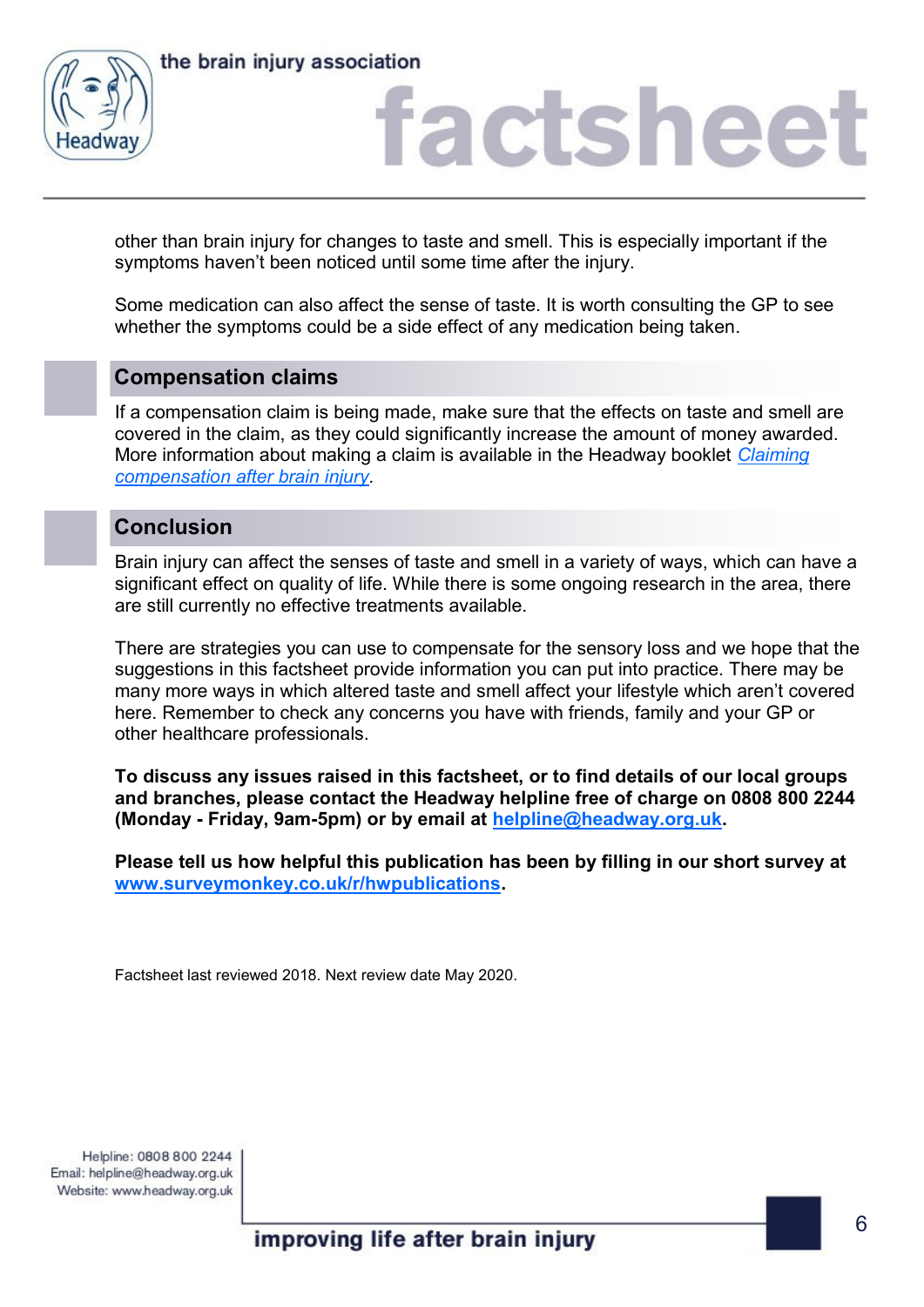other than brain injury for changes to taste and smell. This is especially important if the symptoms haven't been noticed until some time after the injury.

Some medication can also affect the sense of taste. It is worth consulting the GP to see whether the symptoms could be a side effect of any medication being taken.

## Compensation claims

If a compensation claim is being made, make sure that the effects on taste and smell are covered in the claim, as they could significantly increase the amount of money awarded. More information about making a claim is available in the Headway booklet *Claiming compensation after brain injury*.

## Conclusion

Brain injury can affect the senses of taste and smell in a variety of ways, which can have a significant effect on quality of life. While there is some ongoing research in the area, there are still currently no effective treatments available.

There are strategies you can use to compensate for the sensory loss and we hope that the suggestions in this factsheet provide information you can put into practice. There may be many more ways in which altered taste and smell affect your lifestyle which aren't covered here. Remember to check any concerns you have with friends, family and your GP or other healthcare professionals.

**To discuss any issues raised in this factsheet, or to find details of our local groups and branches, please contact the Headway helpline free of charge on 0808 800 2244 (Monday - Friday, 9am-5pm) or by email at helpline@headway.org.uk.**

**Please tell us how helpful this publication has been by filling in our short survey at www.surveymonkey.co.uk/r/hwpublications.**

Factsheet last reviewed 2018. Next review date May 2020.